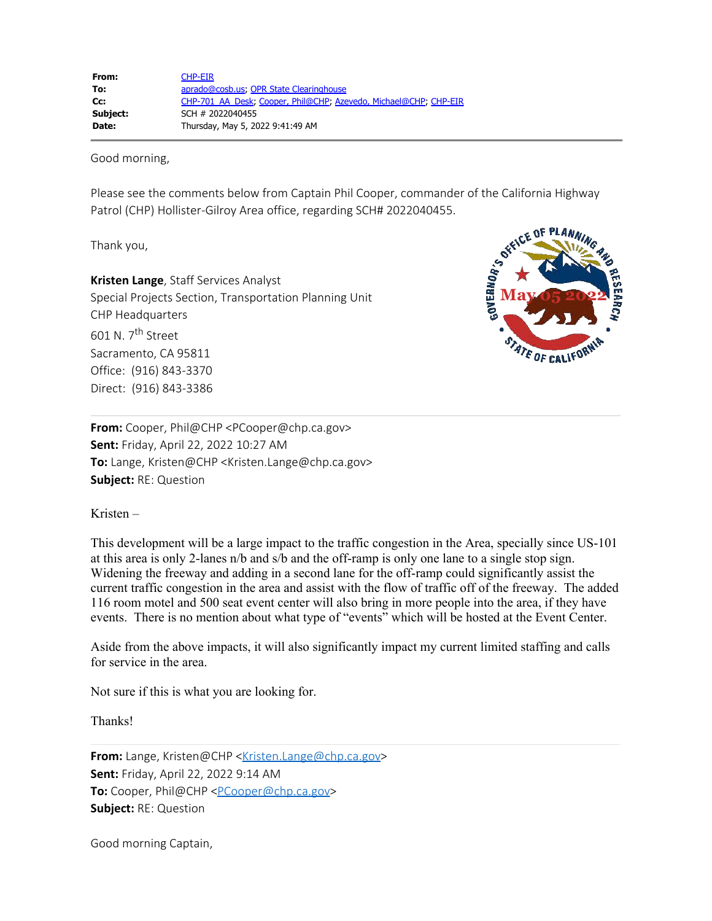| | |
|---|---|
| **From:** | CHP-EIR |
| **To:** | aprado@cosb.us; OPR State Clearinghouse |
| **Cc:** | CHP-701 AA Desk; Cooper, Phil@CHP; Azevedo, Michael@CHP; CHP-EIR |
| **Subject:** | SCH # 2022040455 |
| **Date:** | Thursday, May 5, 2022 9:41:49 AM |

Good morning,

Please see the comments below from Captain Phil Cooper, commander of the California Highway Patrol (CHP) Hollister-Gilroy Area office, regarding SCH# 2022040455.

Thank you,

**Kristen Lange**, Staff Services Analyst
Special Projects Section, Transportation Planning Unit
CHP Headquarters
601 N. 7th Street
Sacramento, CA 95811
Office: (916) 843-3370
Direct: (916) 843-3386

GOVERNOR'S OFFICE OF PLANNING AND RESEARCH
May 05 2022
STATE OF CALIFORNIA

**From:** Cooper, Phil@CHP <PCooper@chp.ca.gov>
**Sent:** Friday, April 22, 2022 10:27 AM
**To:** Lange, Kristen@CHP <Kristen.Lange@chp.ca.gov>
**Subject:** RE: Question

Kristen –

This development will be a large impact to the traffic congestion in the Area, specially since US-101 at this area is only 2-lanes n/b and s/b and the off-ramp is only one lane to a single stop sign. Widening the freeway and adding in a second lane for the off-ramp could significantly assist the current traffic congestion in the area and assist with the flow of traffic off of the freeway. The added 116 room motel and 500 seat event center will also bring in more people into the area, if they have events. There is no mention about what type of "events" which will be hosted at the Event Center.

Aside from the above impacts, it will also significantly impact my current limited staffing and calls for service in the area.

Not sure if this is what you are looking for.

Thanks!

**From:** Lange, Kristen@CHP <Kristen.Lange@chp.ca.gov>
**Sent:** Friday, April 22, 2022 9:14 AM
**To:** Cooper, Phil@CHP <PCooper@chp.ca.gov>
**Subject:** RE: Question

Good morning Captain,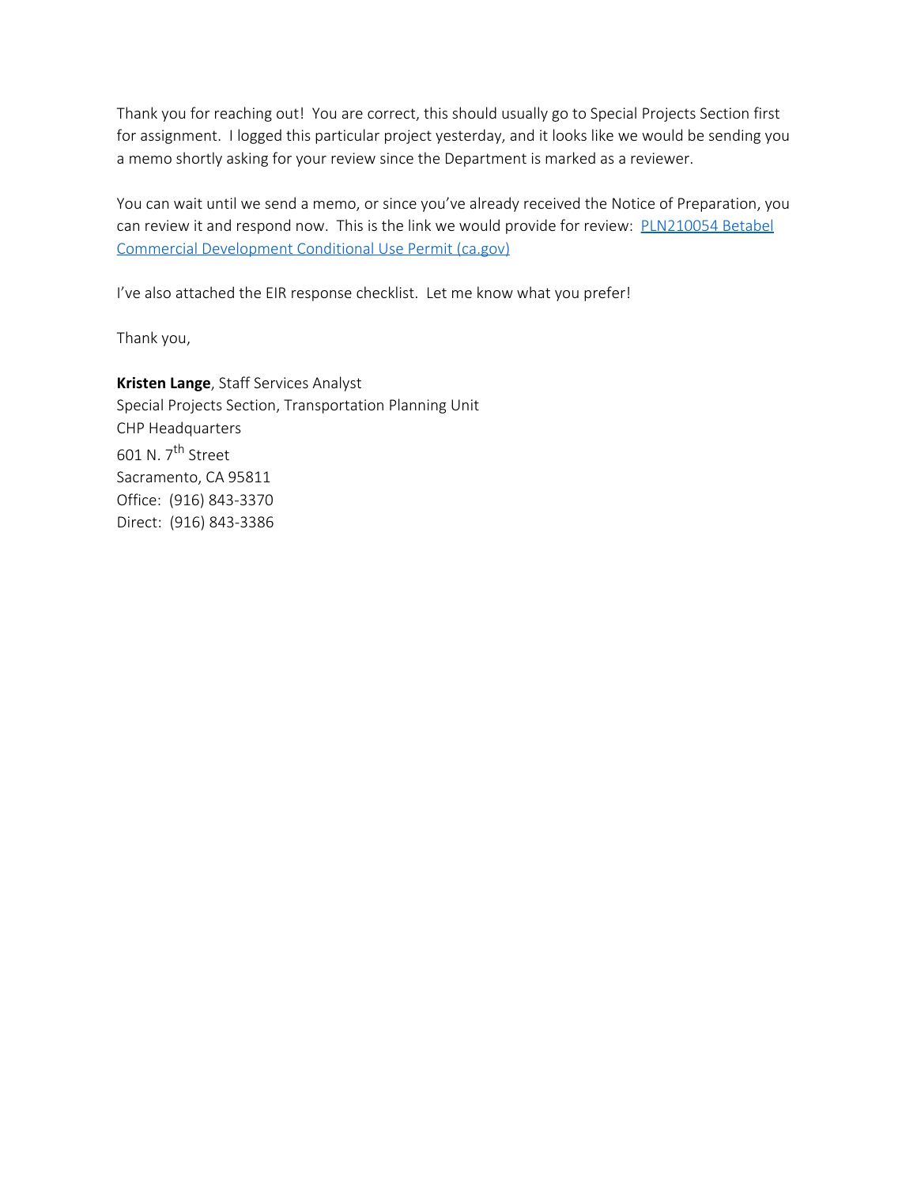Thank you for reaching out! You are correct, this should usually go to Special Projects Section first for assignment. I logged this particular project yesterday, and it looks like we would be sending you a memo shortly asking for your review since the Department is marked as a reviewer.

You can wait until we send a memo, or since you've already received the Notice of Preparation, you can review it and respond now. This is the link we would provide for review: PLN210054 Betabel Commercial Development Conditional Use Permit (ca.gov)

I've also attached the EIR response checklist. Let me know what you prefer!

Thank you,

**Kristen Lange**, Staff Services Analyst
Special Projects Section, Transportation Planning Unit
CHP Headquarters
601 N. 7th Street
Sacramento, CA 95811
Office: (916) 843-3370
Direct: (916) 843-3386